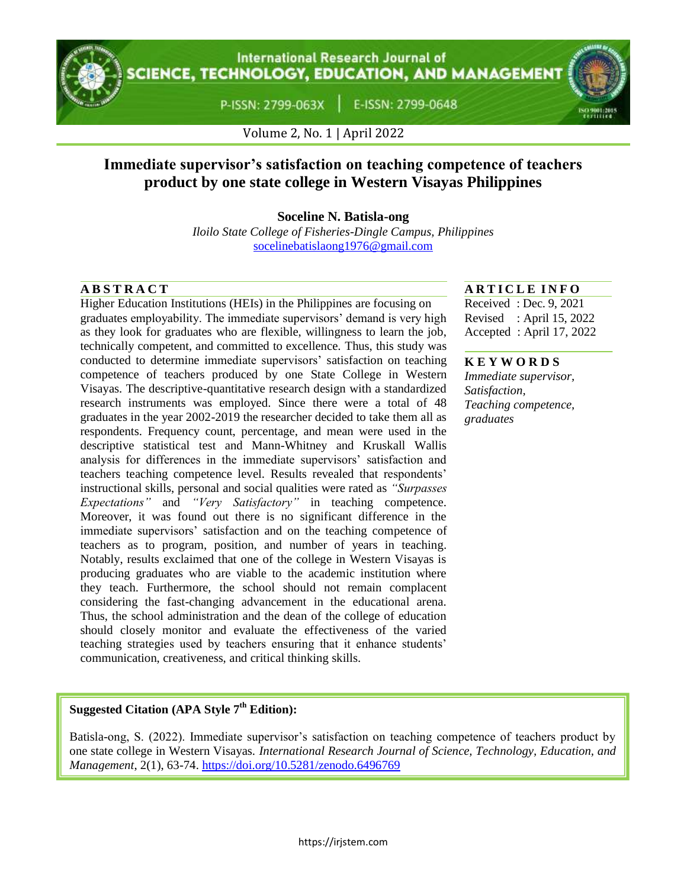# Immediate supervisor's satisfaction on teaching competence of teachers product by one state college in Western Visayas Philippines

**Soceline N. Batisla-ong**

*Iloilo State College of Fisheries-Dingle Campus, Philippines*

socelinebatislaong1976@gmail.com

## ABSTRACT

Higher Education Institutions (HEIs) in the Philippines are focusing on graduates employability. The immediate supervisors' demand is very high as they look for graduates who are flexible, willingness to learn the job, technically competent, and committed to excellence. Thus, this study was conducted to determine immediate supervisors' satisfaction on teaching competence of teachers produced by one State College in Western Visayas. The descriptive-quantitative research design with a standardized research instruments was employed. Since there were a total of 48 graduates in the year 2002-2019 the researcher decided to take them all as respondents. Frequency count, percentage, and mean were used in the descriptive statistical test and Mann-Whitney and Kruskall Wallis analysis for differences in the immediate supervisors' satisfaction and teachers teaching competence level. Results revealed that respondents' instructional skills, personal and social qualities were rated as *"Surpasses Expectations"* and *"Very Satisfactory"* in teaching competence. Moreover, it was found out there is no significant difference in the immediate supervisors' satisfaction and on the teaching competence of teachers as to program, position, and number of years in teaching. Notably, results exclaimed that one of the college in Western Visayas is producing graduates who are viable to the academic institution where they teach. Furthermore, the school should not remain complacent considering the fast-changing advancement in the educational arena. Thus, the school administration and the dean of the college of education should closely monitor and evaluate the effectiveness of the varied teaching strategies used by teachers ensuring that it enhance students' communication, creativeness, and critical thinking skills.

## ARTICLE INFO

Received : Dec. 9, 2021
Revised : April 15, 2022
Accepted : April 17, 2022

## KEYWORDS

*Immediate supervisor, Satisfaction, Teaching competence, graduates*

**Suggested Citation (APA Style 7th Edition):**

Batisla-ong, S. (2022). Immediate supervisor's satisfaction on teaching competence of teachers product by one state college in Western Visayas. *International Research Journal of Science, Technology, Education, and Management*, 2(1), 63-74. https://doi.org/10.5281/zenodo.6496769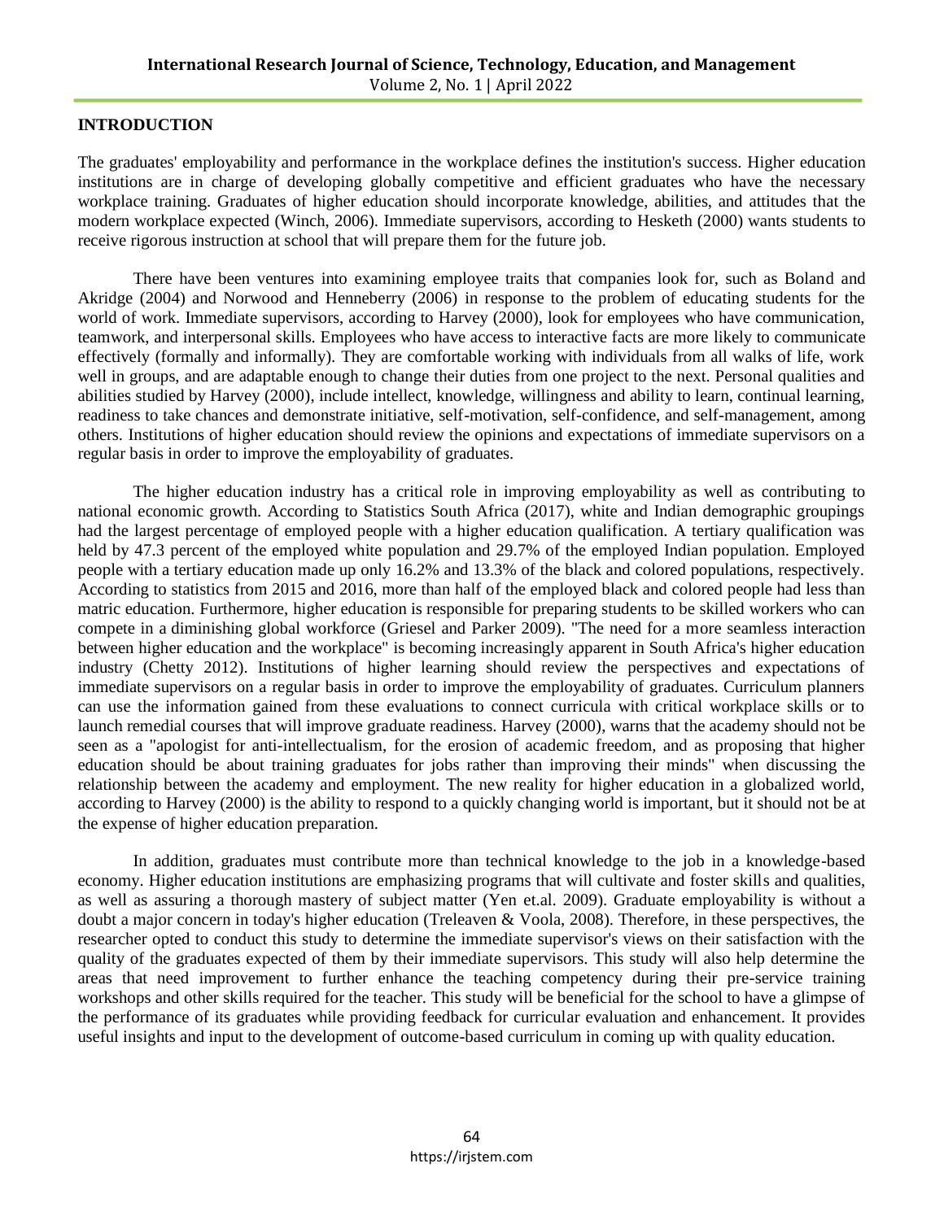## INTRODUCTION

The graduates' employability and performance in the workplace defines the institution's success. Higher education institutions are in charge of developing globally competitive and efficient graduates who have the necessary workplace training. Graduates of higher education should incorporate knowledge, abilities, and attitudes that the modern workplace expected (Winch, 2006). Immediate supervisors, according to Hesketh (2000) wants students to receive rigorous instruction at school that will prepare them for the future job.

There have been ventures into examining employee traits that companies look for, such as Boland and Akridge (2004) and Norwood and Henneberry (2006) in response to the problem of educating students for the world of work. Immediate supervisors, according to Harvey (2000), look for employees who have communication, teamwork, and interpersonal skills. Employees who have access to interactive facts are more likely to communicate effectively (formally and informally). They are comfortable working with individuals from all walks of life, work well in groups, and are adaptable enough to change their duties from one project to the next. Personal qualities and abilities studied by Harvey (2000), include intellect, knowledge, willingness and ability to learn, continual learning, readiness to take chances and demonstrate initiative, self-motivation, self-confidence, and self-management, among others. Institutions of higher education should review the opinions and expectations of immediate supervisors on a regular basis in order to improve the employability of graduates.

The higher education industry has a critical role in improving employability as well as contributing to national economic growth. According to Statistics South Africa (2017), white and Indian demographic groupings had the largest percentage of employed people with a higher education qualification. A tertiary qualification was held by 47.3 percent of the employed white population and 29.7% of the employed Indian population. Employed people with a tertiary education made up only 16.2% and 13.3% of the black and colored populations, respectively. According to statistics from 2015 and 2016, more than half of the employed black and colored people had less than matric education. Furthermore, higher education is responsible for preparing students to be skilled workers who can compete in a diminishing global workforce (Griesel and Parker 2009). "The need for a more seamless interaction between higher education and the workplace" is becoming increasingly apparent in South Africa's higher education industry (Chetty 2012). Institutions of higher learning should review the perspectives and expectations of immediate supervisors on a regular basis in order to improve the employability of graduates. Curriculum planners can use the information gained from these evaluations to connect curricula with critical workplace skills or to launch remedial courses that will improve graduate readiness. Harvey (2000), warns that the academy should not be seen as a "apologist for anti-intellectualism, for the erosion of academic freedom, and as proposing that higher education should be about training graduates for jobs rather than improving their minds" when discussing the relationship between the academy and employment. The new reality for higher education in a globalized world, according to Harvey (2000) is the ability to respond to a quickly changing world is important, but it should not be at the expense of higher education preparation.

In addition, graduates must contribute more than technical knowledge to the job in a knowledge-based economy. Higher education institutions are emphasizing programs that will cultivate and foster skills and qualities, as well as assuring a thorough mastery of subject matter (Yen et.al. 2009). Graduate employability is without a doubt a major concern in today's higher education (Treleaven & Voola, 2008). Therefore, in these perspectives, the researcher opted to conduct this study to determine the immediate supervisor's views on their satisfaction with the quality of the graduates expected of them by their immediate supervisors. This study will also help determine the areas that need improvement to further enhance the teaching competency during their pre-service training workshops and other skills required for the teacher. This study will be beneficial for the school to have a glimpse of the performance of its graduates while providing feedback for curricular evaluation and enhancement. It provides useful insights and input to the development of outcome-based curriculum in coming up with quality education.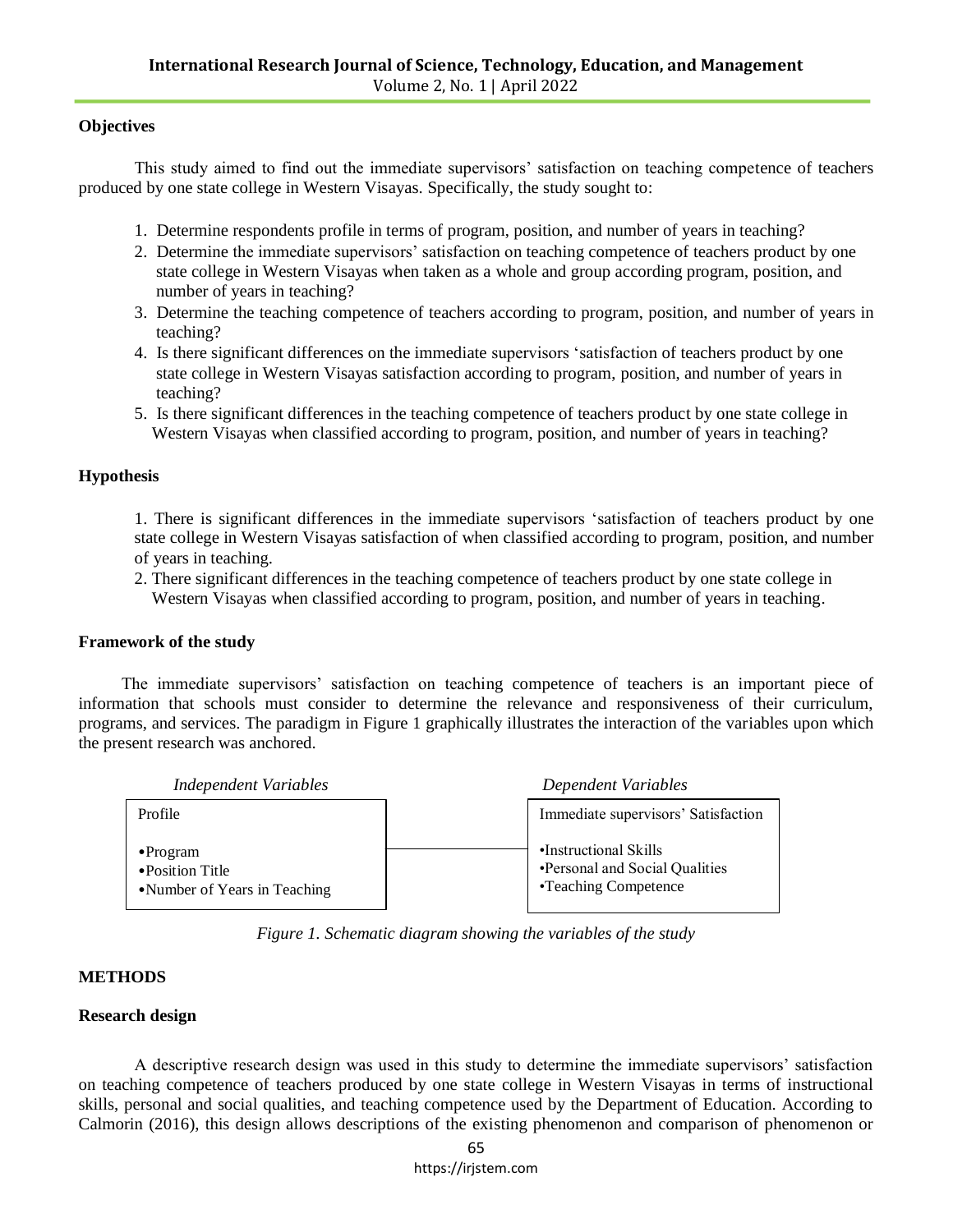**Objectives**

This study aimed to find out the immediate supervisors' satisfaction on teaching competence of teachers produced by one state college in Western Visayas. Specifically, the study sought to:

1. Determine respondents profile in terms of program, position, and number of years in teaching?
2. Determine the immediate supervisors' satisfaction on teaching competence of teachers product by one state college in Western Visayas when taken as a whole and group according program, position, and number of years in teaching?
3. Determine the teaching competence of teachers according to program, position, and number of years in teaching?
4. Is there significant differences on the immediate supervisors 'satisfaction of teachers product by one state college in Western Visayas satisfaction according to program, position, and number of years in teaching?
5. Is there significant differences in the teaching competence of teachers product by one state college in Western Visayas when classified according to program, position, and number of years in teaching?

**Hypothesis**

1. There is significant differences in the immediate supervisors 'satisfaction of teachers product by one state college in Western Visayas satisfaction of when classified according to program, position, and number of years in teaching.
2. There significant differences in the teaching competence of teachers product by one state college in Western Visayas when classified according to program, position, and number of years in teaching.

**Framework of the study**

The immediate supervisors' satisfaction on teaching competence of teachers is an important piece of information that schools must consider to determine the relevance and responsiveness of their curriculum, programs, and services. The paradigm in Figure 1 graphically illustrates the interaction of the variables upon which the present research was anchored.

| *Independent Variables* | *Dependent Variables* |
|---|---|
| Profile<br>•Program<br>•Position Title<br>•Number of Years in Teaching | Immediate supervisors' Satisfaction<br>•Instructional Skills<br>•Personal and Social Qualities<br>•Teaching Competence |

*Figure 1. Schematic diagram showing the variables of the study*

**METHODS**

**Research design**

A descriptive research design was used in this study to determine the immediate supervisors' satisfaction on teaching competence of teachers produced by one state college in Western Visayas in terms of instructional skills, personal and social qualities, and teaching competence used by the Department of Education. According to Calmorin (2016), this design allows descriptions of the existing phenomenon and comparison of phenomenon or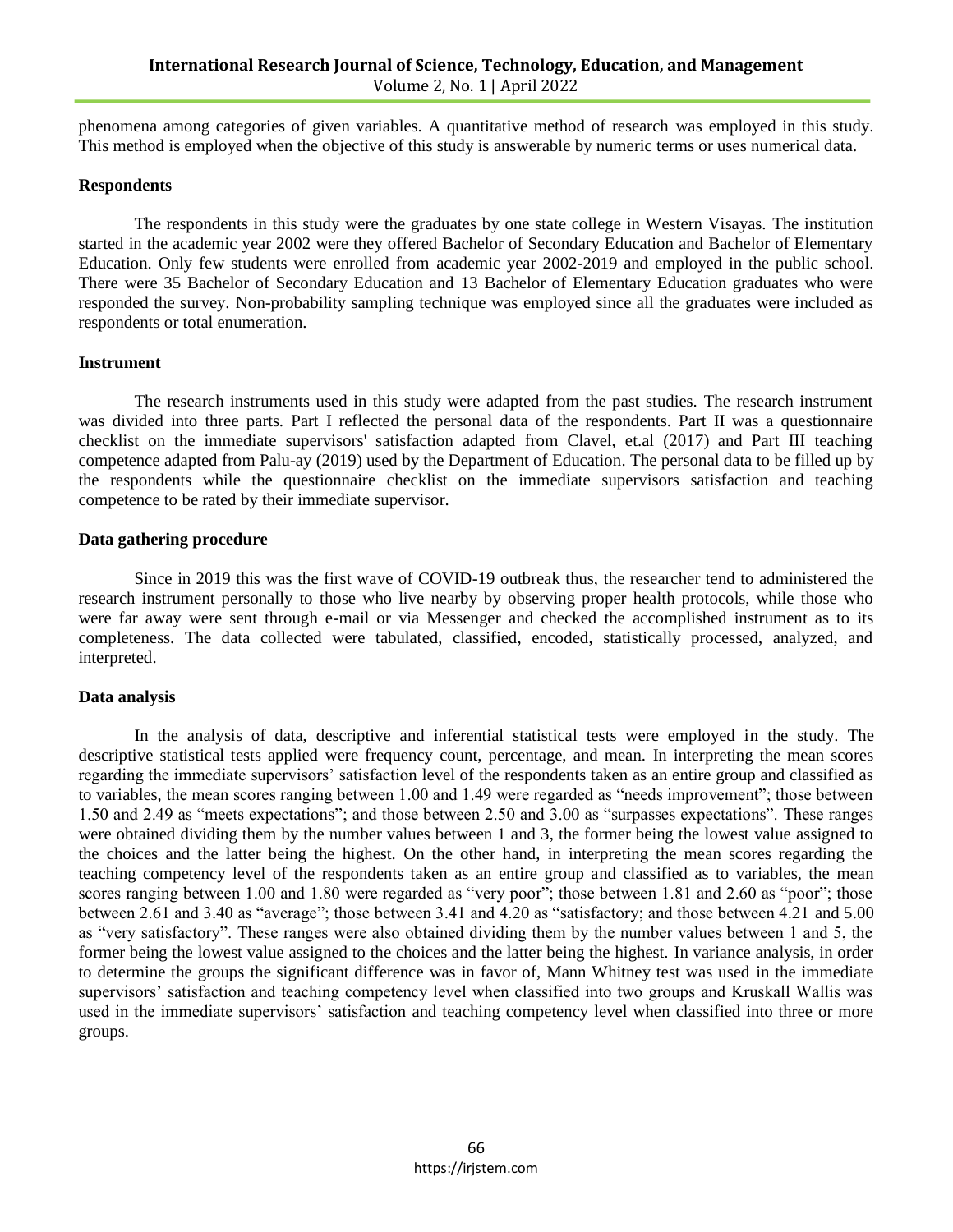phenomena among categories of given variables. A quantitative method of research was employed in this study. This method is employed when the objective of this study is answerable by numeric terms or uses numerical data.

**Respondents**

The respondents in this study were the graduates by one state college in Western Visayas. The institution started in the academic year 2002 were they offered Bachelor of Secondary Education and Bachelor of Elementary Education. Only few students were enrolled from academic year 2002-2019 and employed in the public school. There were 35 Bachelor of Secondary Education and 13 Bachelor of Elementary Education graduates who were responded the survey. Non-probability sampling technique was employed since all the graduates were included as respondents or total enumeration.

**Instrument**

The research instruments used in this study were adapted from the past studies. The research instrument was divided into three parts. Part I reflected the personal data of the respondents. Part II was a questionnaire checklist on the immediate supervisors' satisfaction adapted from Clavel, et.al (2017) and Part III teaching competence adapted from Palu-ay (2019) used by the Department of Education. The personal data to be filled up by the respondents while the questionnaire checklist on the immediate supervisors satisfaction and teaching competence to be rated by their immediate supervisor.

**Data gathering procedure**

Since in 2019 this was the first wave of COVID-19 outbreak thus, the researcher tend to administered the research instrument personally to those who live nearby by observing proper health protocols, while those who were far away were sent through e-mail or via Messenger and checked the accomplished instrument as to its completeness. The data collected were tabulated, classified, encoded, statistically processed, analyzed, and interpreted.

**Data analysis**

In the analysis of data, descriptive and inferential statistical tests were employed in the study. The descriptive statistical tests applied were frequency count, percentage, and mean. In interpreting the mean scores regarding the immediate supervisors' satisfaction level of the respondents taken as an entire group and classified as to variables, the mean scores ranging between 1.00 and 1.49 were regarded as "needs improvement"; those between 1.50 and 2.49 as "meets expectations"; and those between 2.50 and 3.00 as "surpasses expectations". These ranges were obtained dividing them by the number values between 1 and 3, the former being the lowest value assigned to the choices and the latter being the highest. On the other hand, in interpreting the mean scores regarding the teaching competency level of the respondents taken as an entire group and classified as to variables, the mean scores ranging between 1.00 and 1.80 were regarded as "very poor"; those between 1.81 and 2.60 as "poor"; those between 2.61 and 3.40 as "average"; those between 3.41 and 4.20 as "satisfactory; and those between 4.21 and 5.00 as "very satisfactory". These ranges were also obtained dividing them by the number values between 1 and 5, the former being the lowest value assigned to the choices and the latter being the highest. In variance analysis, in order to determine the groups the significant difference was in favor of, Mann Whitney test was used in the immediate supervisors' satisfaction and teaching competency level when classified into two groups and Kruskall Wallis was used in the immediate supervisors' satisfaction and teaching competency level when classified into three or more groups.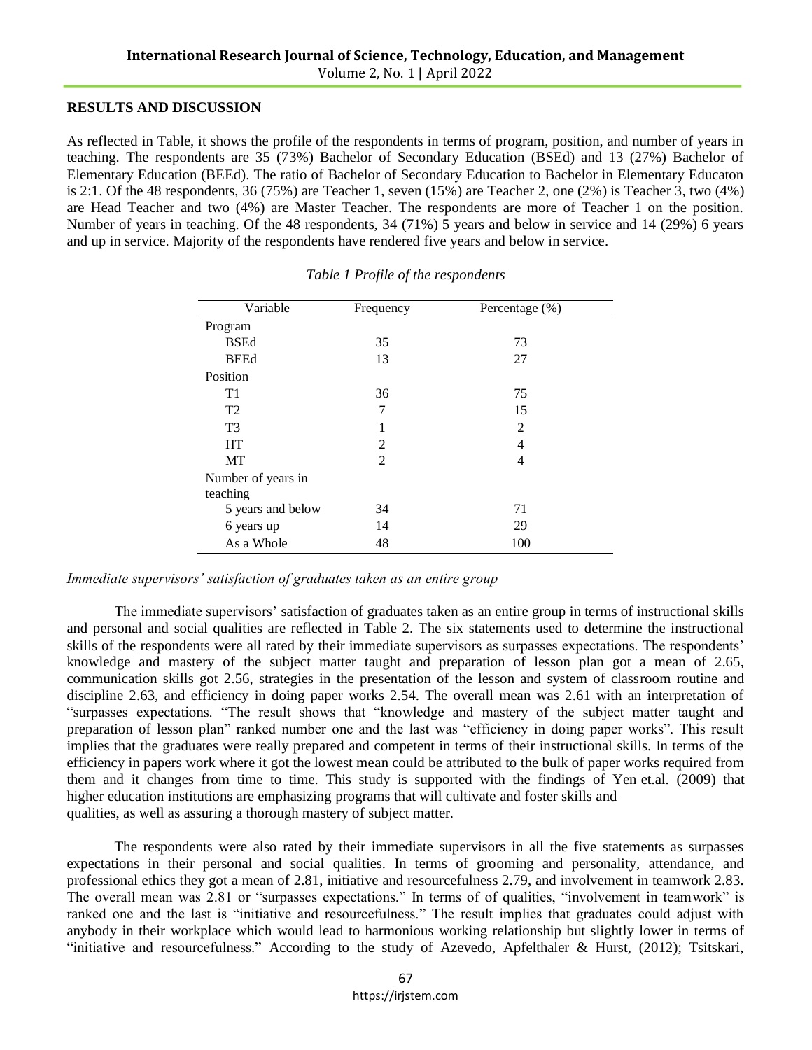## RESULTS AND DISCUSSION

As reflected in Table, it shows the profile of the respondents in terms of program, position, and number of years in teaching. The respondents are 35 (73%) Bachelor of Secondary Education (BSEd) and 13 (27%) Bachelor of Elementary Education (BEEd). The ratio of Bachelor of Secondary Education to Bachelor in Elementary Educaton is 2:1. Of the 48 respondents, 36 (75%) are Teacher 1, seven (15%) are Teacher 2, one (2%) is Teacher 3, two (4%) are Head Teacher and two (4%) are Master Teacher. The respondents are more of Teacher 1 on the position. Number of years in teaching. Of the 48 respondents, 34 (71%) 5 years and below in service and 14 (29%) 6 years and up in service. Majority of the respondents have rendered five years and below in service.

*Table 1 Profile of the respondents*

| Variable | Frequency | Percentage (%) |
|---|---|---|
| Program | | |
| BSEd | 35 | 73 |
| BEEd | 13 | 27 |
| Position | | |
| T1 | 36 | 75 |
| T2 | 7 | 15 |
| T3 | 1 | 2 |
| HT | 2 | 4 |
| MT | 2 | 4 |
| Number of years in teaching | | |
| 5 years and below | 34 | 71 |
| 6 years up | 14 | 29 |
| As a Whole | 48 | 100 |

*Immediate supervisors' satisfaction of graduates taken as an entire group*

The immediate supervisors' satisfaction of graduates taken as an entire group in terms of instructional skills and personal and social qualities are reflected in Table 2. The six statements used to determine the instructional skills of the respondents were all rated by their immediate supervisors as surpasses expectations. The respondents' knowledge and mastery of the subject matter taught and preparation of lesson plan got a mean of 2.65, communication skills got 2.56, strategies in the presentation of the lesson and system of classroom routine and discipline 2.63, and efficiency in doing paper works 2.54. The overall mean was 2.61 with an interpretation of "surpasses expectations. "The result shows that "knowledge and mastery of the subject matter taught and preparation of lesson plan" ranked number one and the last was "efficiency in doing paper works". This result implies that the graduates were really prepared and competent in terms of their instructional skills. In terms of the efficiency in papers work where it got the lowest mean could be attributed to the bulk of paper works required from them and it changes from time to time. This study is supported with the findings of Yen et.al. (2009) that higher education institutions are emphasizing programs that will cultivate and foster skills and qualities, as well as assuring a thorough mastery of subject matter.

The respondents were also rated by their immediate supervisors in all the five statements as surpasses expectations in their personal and social qualities. In terms of grooming and personality, attendance, and professional ethics they got a mean of 2.81, initiative and resourcefulness 2.79, and involvement in teamwork 2.83. The overall mean was 2.81 or "surpasses expectations." In terms of of qualities, "involvement in teamwork" is ranked one and the last is "initiative and resourcefulness." The result implies that graduates could adjust with anybody in their workplace which would lead to harmonious working relationship but slightly lower in terms of "initiative and resourcefulness." According to the study of Azevedo, Apfelthaler & Hurst, (2012); Tsitskari,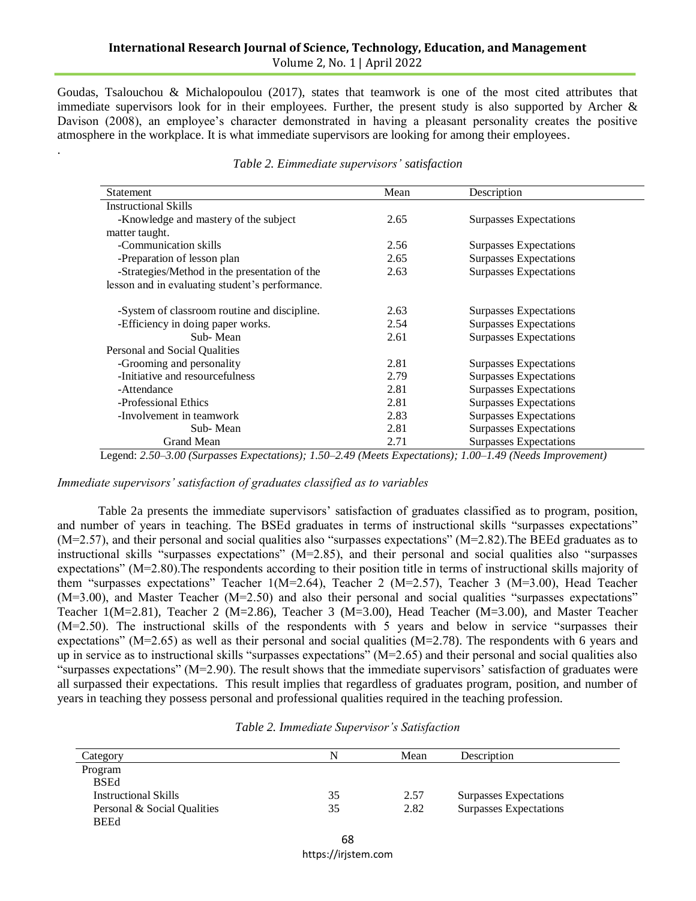Goudas, Tsalouchou & Michalopoulou (2017), states that teamwork is one of the most cited attributes that immediate supervisors look for in their employees. Further, the present study is also supported by Archer & Davison (2008), an employee's character demonstrated in having a pleasant personality creates the positive atmosphere in the workplace. It is what immediate supervisors are looking for among their employees.

.

*Table 2. Eimmediate supervisors' satisfaction*

| Statement | Mean | Description |
|---|---|---|
| Instructional Skills | | |
| -Knowledge and mastery of the subject matter taught. | 2.65 | Surpasses Expectations |
| -Communication skills | 2.56 | Surpasses Expectations |
| -Preparation of lesson plan | 2.65 | Surpasses Expectations |
| -Strategies/Method in the presentation of the lesson and in evaluating student's performance. | 2.63 | Surpasses Expectations |
| -System of classroom routine and discipline. | 2.63 | Surpasses Expectations |
| -Efficiency in doing paper works. | 2.54 | Surpasses Expectations |
| Sub- Mean | 2.61 | Surpasses Expectations |
| Personal and Social Qualities | | |
| -Grooming and personality | 2.81 | Surpasses Expectations |
| -Initiative and resourcefulness | 2.79 | Surpasses Expectations |
| -Attendance | 2.81 | Surpasses Expectations |
| -Professional Ethics | 2.81 | Surpasses Expectations |
| -Involvement in teamwork | 2.83 | Surpasses Expectations |
| Sub- Mean | 2.81 | Surpasses Expectations |
| Grand Mean | 2.71 | Surpasses Expectations |

Legend: *2.50–3.00 (Surpasses Expectations); 1.50–2.49 (Meets Expectations); 1.00–1.49 (Needs Improvement)*

*Immediate supervisors' satisfaction of graduates classified as to variables*

Table 2a presents the immediate supervisors' satisfaction of graduates classified as to program, position, and number of years in teaching. The BSEd graduates in terms of instructional skills "surpasses expectations" (M=2.57), and their personal and social qualities also "surpasses expectations" (M=2.82).The BEEd graduates as to instructional skills "surpasses expectations" (M=2.85), and their personal and social qualities also "surpasses expectations" (M=2.80).The respondents according to their position title in terms of instructional skills majority of them "surpasses expectations" Teacher 1(M=2.64), Teacher 2 (M=2.57), Teacher 3 (M=3.00), Head Teacher (M=3.00), and Master Teacher (M=2.50) and also their personal and social qualities "surpasses expectations" Teacher 1(M=2.81), Teacher 2 (M=2.86), Teacher 3 (M=3.00), Head Teacher (M=3.00), and Master Teacher (M=2.50). The instructional skills of the respondents with 5 years and below in service "surpasses their expectations" (M=2.65) as well as their personal and social qualities (M=2.78). The respondents with 6 years and up in service as to instructional skills "surpasses expectations" (M=2.65) and their personal and social qualities also "surpasses expectations" (M=2.90). The result shows that the immediate supervisors' satisfaction of graduates were all surpassed their expectations. This result implies that regardless of graduates program, position, and number of years in teaching they possess personal and professional qualities required in the teaching profession.

*Table 2. Immediate Supervisor's Satisfaction*

| Category | N | Mean | Description |
|---|---|---|---|
| Program | | | |
| BSEd | | | |
| Instructional Skills | 35 | 2.57 | Surpasses Expectations |
| Personal & Social Qualities | 35 | 2.82 | Surpasses Expectations |
| BEEd | | | |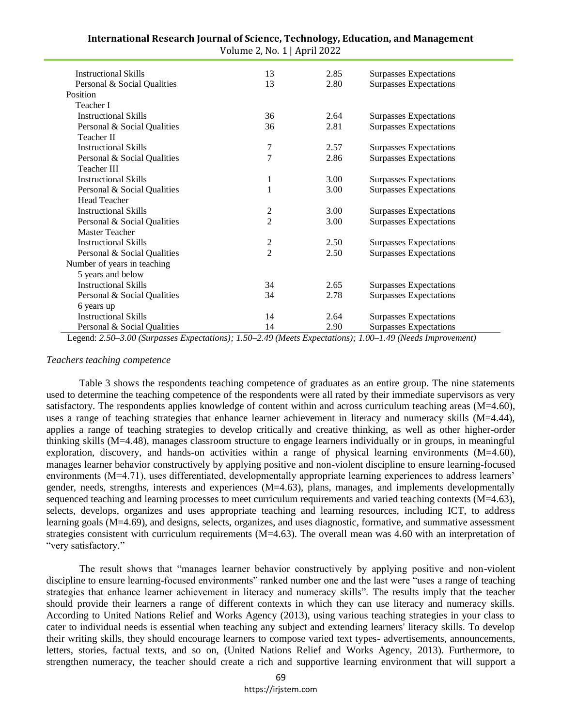| | | | |
|---|---|---|---|
| Instructional Skills | 13 | 2.85 | Surpasses Expectations |
| Personal & Social Qualities | 13 | 2.80 | Surpasses Expectations |
| Position | | | |
| Teacher I | | | |
| Instructional Skills | 36 | 2.64 | Surpasses Expectations |
| Personal & Social Qualities | 36 | 2.81 | Surpasses Expectations |
| Teacher II | | | |
| Instructional Skills | 7 | 2.57 | Surpasses Expectations |
| Personal & Social Qualities | 7 | 2.86 | Surpasses Expectations |
| Teacher III | | | |
| Instructional Skills | 1 | 3.00 | Surpasses Expectations |
| Personal & Social Qualities | 1 | 3.00 | Surpasses Expectations |
| Head Teacher | | | |
| Instructional Skills | 2 | 3.00 | Surpasses Expectations |
| Personal & Social Qualities | 2 | 3.00 | Surpasses Expectations |
| Master Teacher | | | |
| Instructional Skills | 2 | 2.50 | Surpasses Expectations |
| Personal & Social Qualities | 2 | 2.50 | Surpasses Expectations |
| Number of years in teaching | | | |
| 5 years and below | | | |
| Instructional Skills | 34 | 2.65 | Surpasses Expectations |
| Personal & Social Qualities | 34 | 2.78 | Surpasses Expectations |
| 6 years up | | | |
| Instructional Skills | 14 | 2.64 | Surpasses Expectations |
| Personal & Social Qualities | 14 | 2.90 | Surpasses Expectations |

Legend: *2.50–3.00 (Surpasses Expectations); 1.50–2.49 (Meets Expectations); 1.00–1.49 (Needs Improvement)*

*Teachers teaching competence*

Table 3 shows the respondents teaching competence of graduates as an entire group. The nine statements used to determine the teaching competence of the respondents were all rated by their immediate supervisors as very satisfactory. The respondents applies knowledge of content within and across curriculum teaching areas (M=4.60), uses a range of teaching strategies that enhance learner achievement in literacy and numeracy skills (M=4.44), applies a range of teaching strategies to develop critically and creative thinking, as well as other higher-order thinking skills (M=4.48), manages classroom structure to engage learners individually or in groups, in meaningful exploration, discovery, and hands-on activities within a range of physical learning environments (M=4.60), manages learner behavior constructively by applying positive and non-violent discipline to ensure learning-focused environments (M=4.71), uses differentiated, developmentally appropriate learning experiences to address learners' gender, needs, strengths, interests and experiences (M=4.63), plans, manages, and implements developmentally sequenced teaching and learning processes to meet curriculum requirements and varied teaching contexts (M=4.63), selects, develops, organizes and uses appropriate teaching and learning resources, including ICT, to address learning goals (M=4.69), and designs, selects, organizes, and uses diagnostic, formative, and summative assessment strategies consistent with curriculum requirements (M=4.63). The overall mean was 4.60 with an interpretation of "very satisfactory."

The result shows that "manages learner behavior constructively by applying positive and non-violent discipline to ensure learning-focused environments" ranked number one and the last were "uses a range of teaching strategies that enhance learner achievement in literacy and numeracy skills". The results imply that the teacher should provide their learners a range of different contexts in which they can use literacy and numeracy skills. According to United Nations Relief and Works Agency (2013), using various teaching strategies in your class to cater to individual needs is essential when teaching any subject and extending learners' literacy skills. To develop their writing skills, they should encourage learners to compose varied text types- advertisements, announcements, letters, stories, factual texts, and so on, (United Nations Relief and Works Agency, 2013). Furthermore, to strengthen numeracy, the teacher should create a rich and supportive learning environment that will support a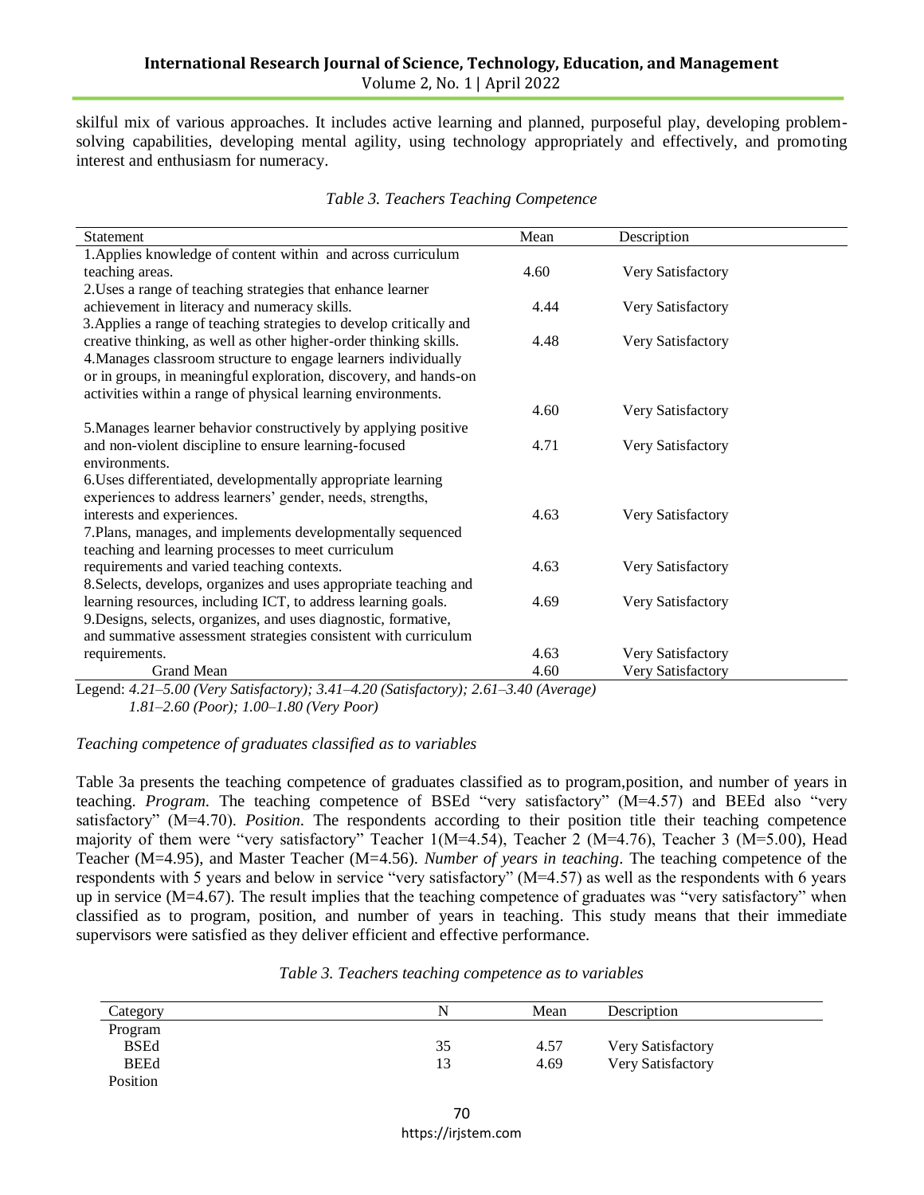skilful mix of various approaches. It includes active learning and planned, purposeful play, developing problem-solving capabilities, developing mental agility, using technology appropriately and effectively, and promoting interest and enthusiasm for numeracy.

*Table 3. Teachers Teaching Competence*

| Statement | Mean | Description |
|---|---|---|
| 1.Applies knowledge of content within and across curriculum teaching areas. | 4.60 | Very Satisfactory |
| 2.Uses a range of teaching strategies that enhance learner achievement in literacy and numeracy skills. | 4.44 | Very Satisfactory |
| 3.Applies a range of teaching strategies to develop critically and creative thinking, as well as other higher-order thinking skills. | 4.48 | Very Satisfactory |
| 4.Manages classroom structure to engage learners individually or in groups, in meaningful exploration, discovery, and hands-on activities within a range of physical learning environments. | 4.60 | Very Satisfactory |
| 5.Manages learner behavior constructively by applying positive and non-violent discipline to ensure learning-focused environments. | 4.71 | Very Satisfactory |
| 6.Uses differentiated, developmentally appropriate learning experiences to address learners' gender, needs, strengths, interests and experiences. | 4.63 | Very Satisfactory |
| 7.Plans, manages, and implements developmentally sequenced teaching and learning processes to meet curriculum requirements and varied teaching contexts. | 4.63 | Very Satisfactory |
| 8.Selects, develops, organizes and uses appropriate teaching and learning resources, including ICT, to address learning goals. | 4.69 | Very Satisfactory |
| 9.Designs, selects, organizes, and uses diagnostic, formative, and summative assessment strategies consistent with curriculum requirements. | 4.63 | Very Satisfactory |
| Grand Mean | 4.60 | Very Satisfactory |

Legend: *4.21–5.00 (Very Satisfactory); 3.41–4.20 (Satisfactory); 2.61–3.40 (Average) 1.81–2.60 (Poor); 1.00–1.80 (Very Poor)*

*Teaching competence of graduates classified as to variables*

Table 3a presents the teaching competence of graduates classified as to program,position, and number of years in teaching. *Program.* The teaching competence of BSEd "very satisfactory" (M=4.57) and BEEd also "very satisfactory" (M=4.70). *Position.* The respondents according to their position title their teaching competence majority of them were "very satisfactory" Teacher 1(M=4.54), Teacher 2 (M=4.76), Teacher 3 (M=5.00), Head Teacher (M=4.95), and Master Teacher (M=4.56). *Number of years in teaching.* The teaching competence of the respondents with 5 years and below in service "very satisfactory" (M=4.57) as well as the respondents with 6 years up in service (M=4.67). The result implies that the teaching competence of graduates was "very satisfactory" when classified as to program, position, and number of years in teaching. This study means that their immediate supervisors were satisfied as they deliver efficient and effective performance.

*Table 3. Teachers teaching competence as to variables*

| Category | N | Mean | Description |
|---|---|---|---|
| Program | | | |
| BSEd | 35 | 4.57 | Very Satisfactory |
| BEEd | 13 | 4.69 | Very Satisfactory |
| Position | | | |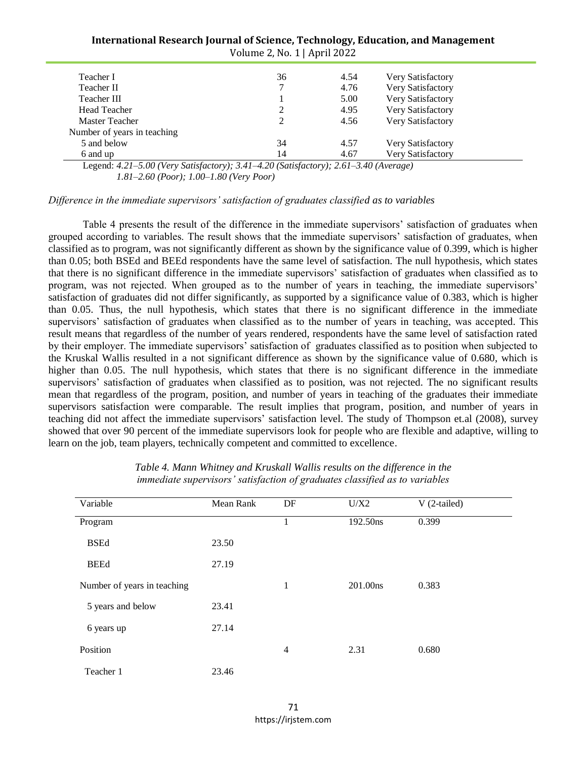| | | | |
|---|---|---|---|
| Teacher I | 36 | 4.54 | Very Satisfactory |
| Teacher II | 7 | 4.76 | Very Satisfactory |
| Teacher III | 1 | 5.00 | Very Satisfactory |
| Head Teacher | 2 | 4.95 | Very Satisfactory |
| Master Teacher | 2 | 4.56 | Very Satisfactory |
| Number of years in teaching | | | |
| 5 and below | 34 | 4.57 | Very Satisfactory |
| 6 and up | 14 | 4.67 | Very Satisfactory |

Legend: *4.21–5.00 (Very Satisfactory); 3.41–4.20 (Satisfactory); 2.61–3.40 (Average) 1.81–2.60 (Poor); 1.00–1.80 (Very Poor)*

*Difference in the immediate supervisors' satisfaction of graduates classified as to variables*

Table 4 presents the result of the difference in the immediate supervisors' satisfaction of graduates when grouped according to variables. The result shows that the immediate supervisors' satisfaction of graduates, when classified as to program, was not significantly different as shown by the significance value of 0.399, which is higher than 0.05; both BSEd and BEEd respondents have the same level of satisfaction. The null hypothesis, which states that there is no significant difference in the immediate supervisors' satisfaction of graduates when classified as to program, was not rejected. When grouped as to the number of years in teaching, the immediate supervisors' satisfaction of graduates did not differ significantly, as supported by a significance value of 0.383, which is higher than 0.05. Thus, the null hypothesis, which states that there is no significant difference in the immediate supervisors' satisfaction of graduates when classified as to the number of years in teaching, was accepted. This result means that regardless of the number of years rendered, respondents have the same level of satisfaction rated by their employer. The immediate supervisors' satisfaction of graduates classified as to position when subjected to the Kruskal Wallis resulted in a not significant difference as shown by the significance value of 0.680, which is higher than 0.05. The null hypothesis, which states that there is no significant difference in the immediate supervisors' satisfaction of graduates when classified as to position, was not rejected. The no significant results mean that regardless of the program, position, and number of years in teaching of the graduates their immediate supervisors satisfaction were comparable. The result implies that program, position, and number of years in teaching did not affect the immediate supervisors' satisfaction level. The study of Thompson et.al (2008), survey showed that over 90 percent of the immediate supervisors look for people who are flexible and adaptive, willing to learn on the job, team players, technically competent and committed to excellence.

*Table 4. Mann Whitney and Kruskall Wallis results on the difference in the immediate supervisors' satisfaction of graduates classified as to variables*

| Variable | Mean Rank | DF | U/X2 | V (2-tailed) |
|---|---|---|---|---|
| Program | | 1 | 192.50ns | 0.399 |
| BSEd | 23.50 | | | |
| BEEd | 27.19 | | | |
| Number of years in teaching | | 1 | 201.00ns | 0.383 |
| 5 years and below | 23.41 | | | |
| 6 years up | 27.14 | | | |
| Position | | 4 | 2.31 | 0.680 |
| Teacher 1 | 23.46 | | | |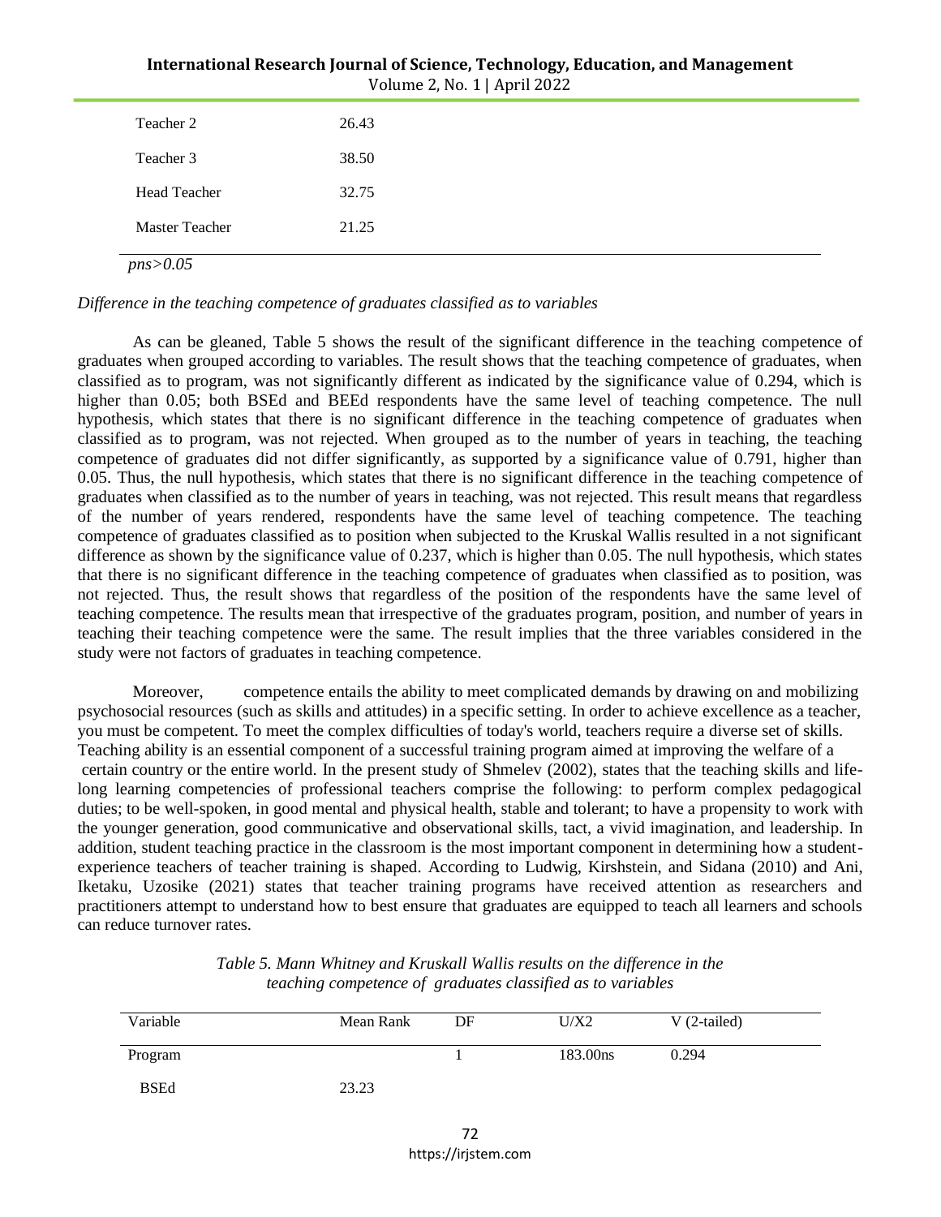| | |
|---|---|
| Teacher 2 | 26.43 |
| Teacher 3 | 38.50 |
| Head Teacher | 32.75 |
| Master Teacher | 21.25 |

*pns>0.05*

*Difference in the teaching competence of graduates classified as to variables*

As can be gleaned, Table 5 shows the result of the significant difference in the teaching competence of graduates when grouped according to variables. The result shows that the teaching competence of graduates, when classified as to program, was not significantly different as indicated by the significance value of 0.294, which is higher than 0.05; both BSEd and BEEd respondents have the same level of teaching competence. The null hypothesis, which states that there is no significant difference in the teaching competence of graduates when classified as to program, was not rejected. When grouped as to the number of years in teaching, the teaching competence of graduates did not differ significantly, as supported by a significance value of 0.791, higher than 0.05. Thus, the null hypothesis, which states that there is no significant difference in the teaching competence of graduates when classified as to the number of years in teaching, was not rejected. This result means that regardless of the number of years rendered, respondents have the same level of teaching competence. The teaching competence of graduates classified as to position when subjected to the Kruskal Wallis resulted in a not significant difference as shown by the significance value of 0.237, which is higher than 0.05. The null hypothesis, which states that there is no significant difference in the teaching competence of graduates when classified as to position, was not rejected. Thus, the result shows that regardless of the position of the respondents have the same level of teaching competence. The results mean that irrespective of the graduates program, position, and number of years in teaching their teaching competence were the same. The result implies that the three variables considered in the study were not factors of graduates in teaching competence.

Moreover, competence entails the ability to meet complicated demands by drawing on and mobilizing psychosocial resources (such as skills and attitudes) in a specific setting. In order to achieve excellence as a teacher, you must be competent. To meet the complex difficulties of today's world, teachers require a diverse set of skills. Teaching ability is an essential component of a successful training program aimed at improving the welfare of a certain country or the entire world. In the present study of Shmelev (2002), states that the teaching skills and life-long learning competencies of professional teachers comprise the following: to perform complex pedagogical duties; to be well-spoken, in good mental and physical health, stable and tolerant; to have a propensity to work with the younger generation, good communicative and observational skills, tact, a vivid imagination, and leadership. In addition, student teaching practice in the classroom is the most important component in determining how a student-experience teachers of teacher training is shaped. According to Ludwig, Kirshstein, and Sidana (2010) and Ani, Iketaku, Uzosike (2021) states that teacher training programs have received attention as researchers and practitioners attempt to understand how to best ensure that graduates are equipped to teach all learners and schools can reduce turnover rates.

*Table 5. Mann Whitney and Kruskall Wallis results on the difference in the teaching competence of graduates classified as to variables*

| Variable | Mean Rank | DF | U/X2 | V (2-tailed) |
|---|---|---|---|---|
| Program | | 1 | 183.00ns | 0.294 |
| BSEd | 23.23 | | | |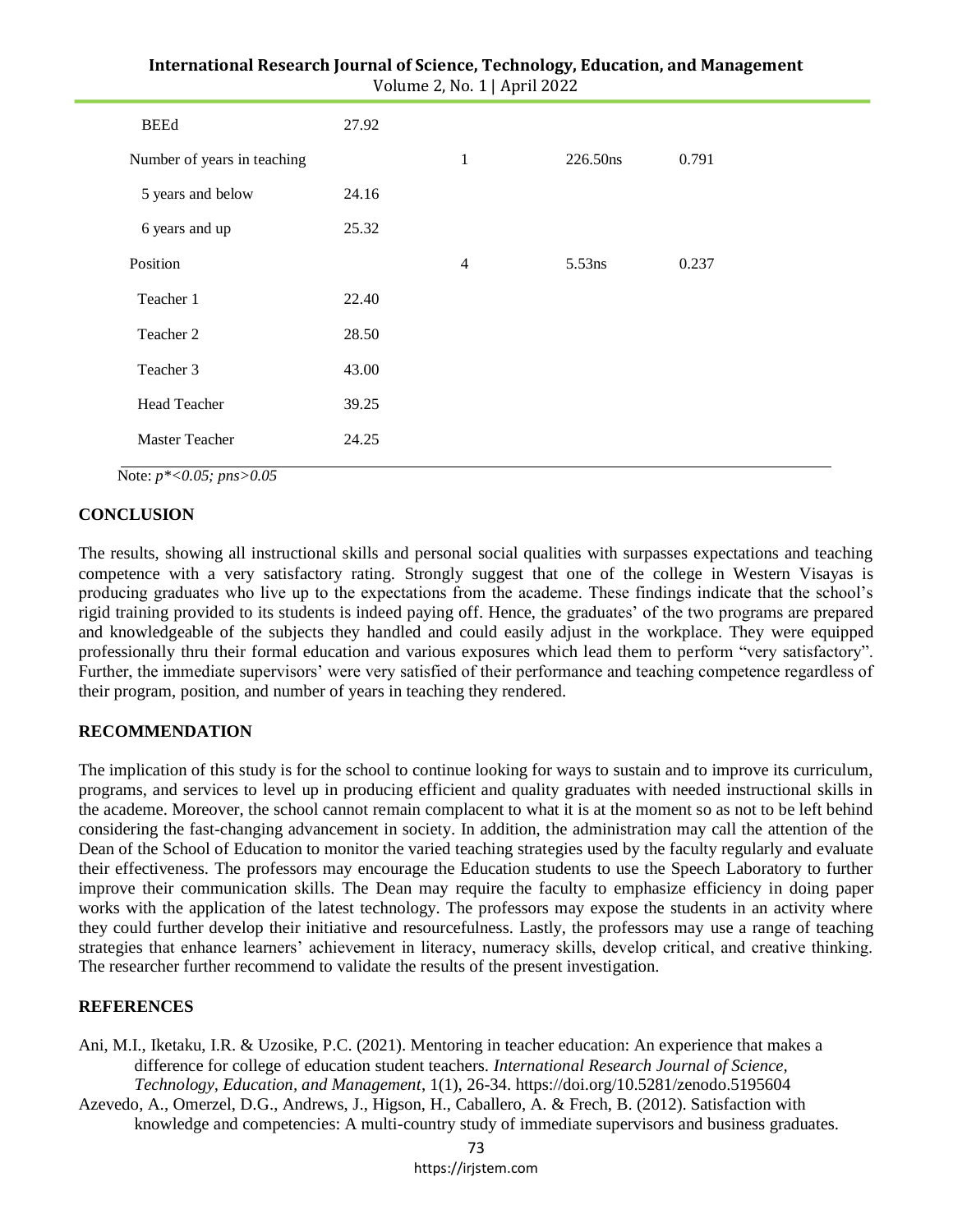| | | | | |
|---|---|---|---|---|
| BEEd | 27.92 | | | |
| Number of years in teaching | | 1 | 226.50ns | 0.791 |
| 5 years and below | 24.16 | | | |
| 6 years and up | 25.32 | | | |
| Position | | 4 | 5.53ns | 0.237 |
| Teacher 1 | 22.40 | | | |
| Teacher 2 | 28.50 | | | |
| Teacher 3 | 43.00 | | | |
| Head Teacher | 39.25 | | | |
| Master Teacher | 24.25 | | | |

Note: *p*<0.05; pns>0.05*

## CONCLUSION

The results, showing all instructional skills and personal social qualities with surpasses expectations and teaching competence with a very satisfactory rating. Strongly suggest that one of the college in Western Visayas is producing graduates who live up to the expectations from the academe. These findings indicate that the school's rigid training provided to its students is indeed paying off. Hence, the graduates' of the two programs are prepared and knowledgeable of the subjects they handled and could easily adjust in the workplace. They were equipped professionally thru their formal education and various exposures which lead them to perform "very satisfactory". Further, the immediate supervisors' were very satisfied of their performance and teaching competence regardless of their program, position, and number of years in teaching they rendered.

## RECOMMENDATION

The implication of this study is for the school to continue looking for ways to sustain and to improve its curriculum, programs, and services to level up in producing efficient and quality graduates with needed instructional skills in the academe. Moreover, the school cannot remain complacent to what it is at the moment so as not to be left behind considering the fast-changing advancement in society. In addition, the administration may call the attention of the Dean of the School of Education to monitor the varied teaching strategies used by the faculty regularly and evaluate their effectiveness. The professors may encourage the Education students to use the Speech Laboratory to further improve their communication skills. The Dean may require the faculty to emphasize efficiency in doing paper works with the application of the latest technology. The professors may expose the students in an activity where they could further develop their initiative and resourcefulness. Lastly, the professors may use a range of teaching strategies that enhance learners' achievement in literacy, numeracy skills, develop critical, and creative thinking. The researcher further recommend to validate the results of the present investigation.

## REFERENCES

Ani, M.I., Iketaku, I.R. & Uzosike, P.C. (2021). Mentoring in teacher education: An experience that makes a difference for college of education student teachers. *International Research Journal of Science, Technology, Education, and Management*, 1(1), 26-34. https://doi.org/10.5281/zenodo.5195604

Azevedo, A., Omerzel, D.G., Andrews, J., Higson, H., Caballero, A. & Frech, B. (2012). Satisfaction with knowledge and competencies: A multi-country study of immediate supervisors and business graduates.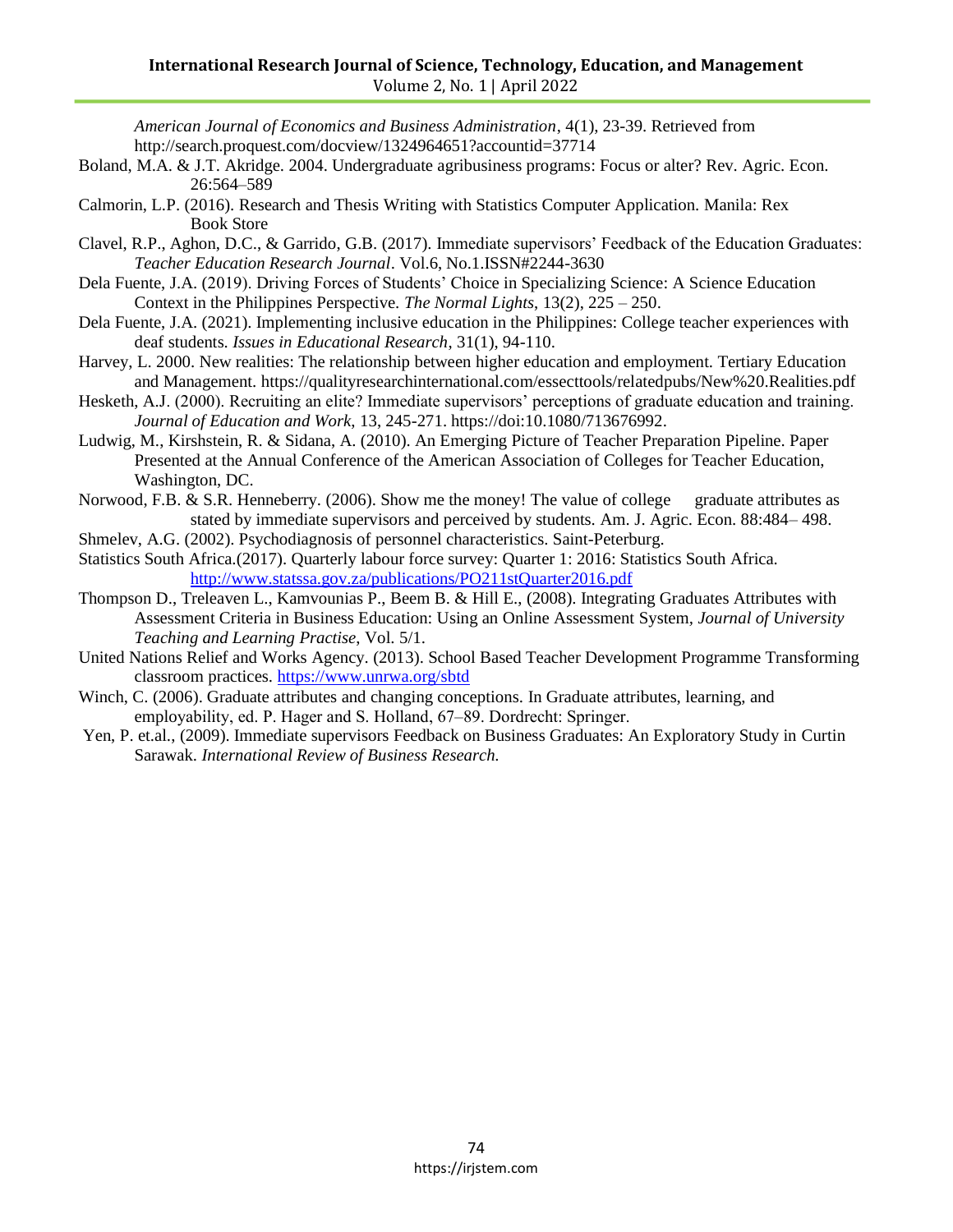*American Journal of Economics and Business Administration*, 4(1), 23-39. Retrieved from http://search.proquest.com/docview/1324964651?accountid=37714

Boland, M.A. & J.T. Akridge. 2004. Undergraduate agribusiness programs: Focus or alter? Rev. Agric. Econ. 26:564–589

Calmorin, L.P. (2016). Research and Thesis Writing with Statistics Computer Application. Manila: Rex Book Store

Clavel, R.P., Aghon, D.C., & Garrido, G.B. (2017). Immediate supervisors' Feedback of the Education Graduates: *Teacher Education Research Journal*. Vol.6, No.1.ISSN#2244-3630

Dela Fuente, J.A. (2019). Driving Forces of Students' Choice in Specializing Science: A Science Education Context in the Philippines Perspective. *The Normal Lights*, 13(2), 225 – 250.

Dela Fuente, J.A. (2021). Implementing inclusive education in the Philippines: College teacher experiences with deaf students. *Issues in Educational Research*, 31(1), 94-110.

Harvey, L. 2000. New realities: The relationship between higher education and employment. Tertiary Education and Management. https://qualityresearchinternational.com/essecttools/relatedpubs/New%20.Realities.pdf

Hesketh, A.J. (2000). Recruiting an elite? Immediate supervisors' perceptions of graduate education and training. *Journal of Education and Work*, 13, 245-271. https://doi:10.1080/713676992.

Ludwig, M., Kirshstein, R. & Sidana, A. (2010). An Emerging Picture of Teacher Preparation Pipeline. Paper Presented at the Annual Conference of the American Association of Colleges for Teacher Education, Washington, DC.

Norwood, F.B. & S.R. Henneberry. (2006). Show me the money! The value of college graduate attributes as stated by immediate supervisors and perceived by students. Am. J. Agric. Econ. 88:484– 498.

Shmelev, A.G. (2002). Psychodiagnosis of personnel characteristics. Saint-Peterburg.

Statistics South Africa.(2017). Quarterly labour force survey: Quarter 1: 2016: Statistics South Africa. http://www.statssa.gov.za/publications/PO211stQuarter2016.pdf

Thompson D., Treleaven L., Kamvounias P., Beem B. & Hill E., (2008). Integrating Graduates Attributes with Assessment Criteria in Business Education: Using an Online Assessment System, *Journal of University Teaching and Learning Practise*, Vol. 5/1.

United Nations Relief and Works Agency. (2013). School Based Teacher Development Programme Transforming classroom practices. https://www.unrwa.org/sbtd

Winch, C. (2006). Graduate attributes and changing conceptions. In Graduate attributes, learning, and employability, ed. P. Hager and S. Holland, 67–89. Dordrecht: Springer.

Yen, P. et.al., (2009). Immediate supervisors Feedback on Business Graduates: An Exploratory Study in Curtin Sarawak. *International Review of Business Research.*